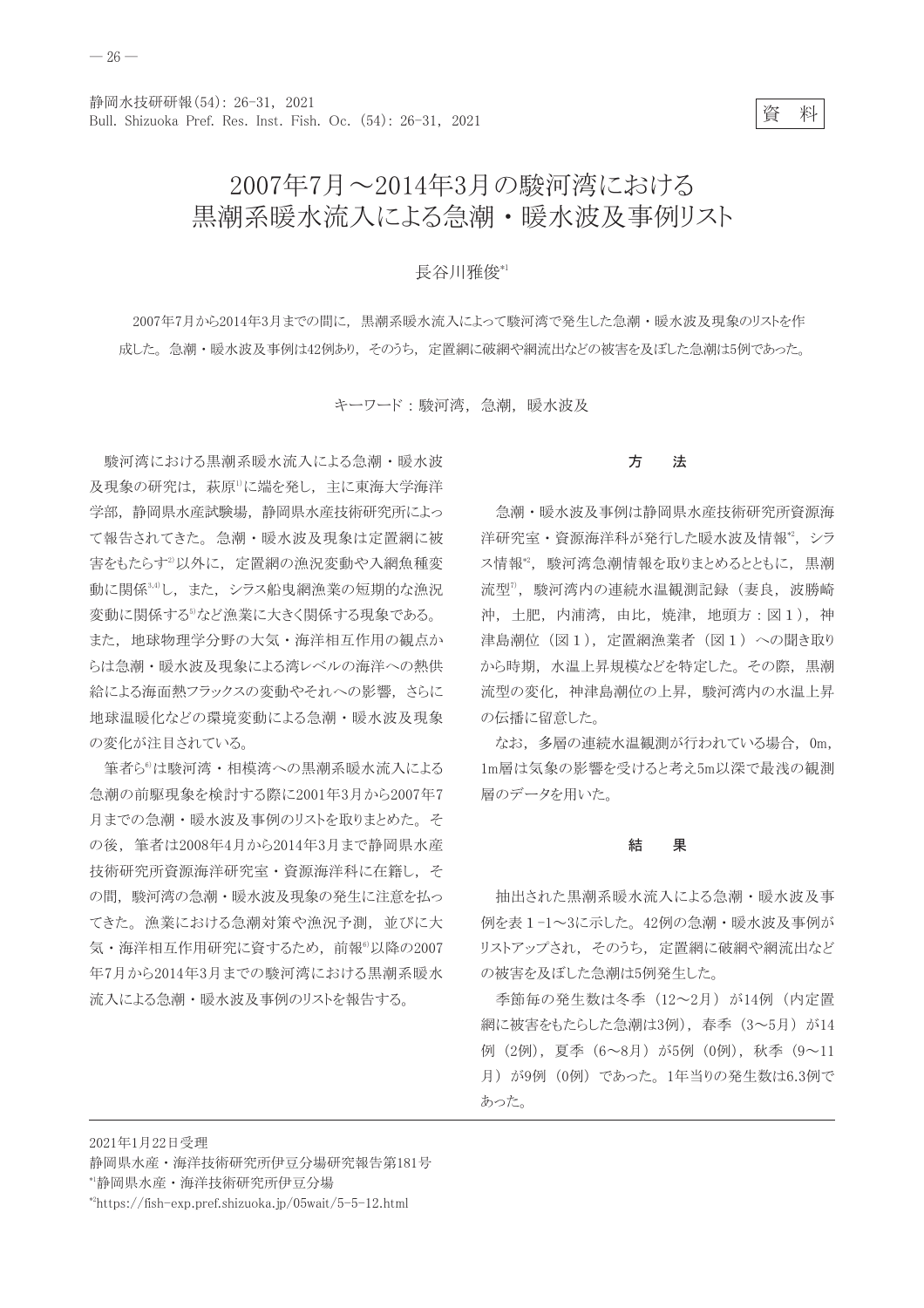資　料

# 2007年7月～2014年3月の駿河湾における黒潮系暖水流入による急潮・暖水波及事例リスト

長谷川雅俊[*1]

2007年7月から2014年3月までの間に，黒潮系暖水流入によって駿河湾で発生した急潮・暖水波及現象のリストを作成した。急潮・暖水波及事例は42例あり，そのうち，定置網に破網や網流出などの被害を及ぼした急潮は5例であった。

キーワード：駿河湾，急潮，暖水波及

駿河湾における黒潮系暖水流入による急潮・暖水波及現象の研究は，萩原[1]に端を発し，主に東海大学海洋学部，静岡県水産試験場，静岡県水産技術研究所によって報告されてきた。急潮・暖水波及現象は定置網に被害をもたらす[2]以外に，定置網の漁況変動や入網魚種変動に関係[3,4]し，また，シラス船曳網漁業の短期的な漁況変動に関係する[5]など漁業に大きく関係する現象である。また，地球物理学分野の大気・海洋相互作用の観点からは急潮・暖水波及現象による湾レベルの海洋への熱供給による海面熱フラックスの変動やそれへの影響，さらに地球温暖化などの環境変動による急潮・暖水波及現象の変化が注目されている。

筆者ら[6]は駿河湾・相模湾への黒潮系暖水流入による急潮の前駆現象を検討する際に2001年3月から2007年7月までの急潮・暖水波及事例のリストを取りまとめた。その後，筆者は2008年4月から2014年3月まで静岡県水産技術研究所資源海洋研究室・資源海洋科に在籍し，その間，駿河湾の急潮・暖水波及現象の発生に注意を払ってきた。漁業における急潮対策や漁況予測，並びに大気・海洋相互作用研究に資するため，前報[6]以降の2007年7月から2014年3月までの駿河湾における黒潮系暖水流入による急潮・暖水波及事例のリストを報告する。

## 方　法

急潮・暖水波及事例は静岡県水産技術研究所資源海洋研究室・資源海洋科が発行した暖水波及情報[*2]，シラス情報[*2]，駿河湾急潮情報を取りまとめるとともに，黒潮流型[7]，駿河湾内の連続水温観測記録（妻良，波勝崎沖，土肥，内浦湾，由比，焼津，地頭方：図１），神津島潮位（図１），定置網漁業者（図１）への聞き取りから時期，水温上昇規模などを特定した。その際，黒潮流型の変化，神津島潮位の上昇，駿河湾内の水温上昇の伝播に留意した。

なお，多層の連続水温観測が行われている場合，0m，1m層は気象の影響を受けると考え5m以深で最浅の観測層のデータを用いた。

## 結　果

抽出された黒潮系暖水流入による急潮・暖水波及事例を表１-1～3に示した。42例の急潮・暖水波及事例がリストアップされ，そのうち，定置網に破網や網流出などの被害を及ぼした急潮は5例発生した。

季節毎の発生数は冬季（12～2月）が14例（内定置網に被害をもたらした急潮は3例），春季（3～5月）が14例（2例），夏季（6～8月）が5例（0例），秋季（9～11月）が9例（0例）であった。1年当りの発生数は6.3例であった。

---

2021年1月22日受理
静岡県水産・海洋技術研究所伊豆分場研究報告第181号
[*1]静岡県水産・海洋技術研究所伊豆分場
[*2]https://fish-exp.pref.shizuoka.jp/05wait/5-5-12.html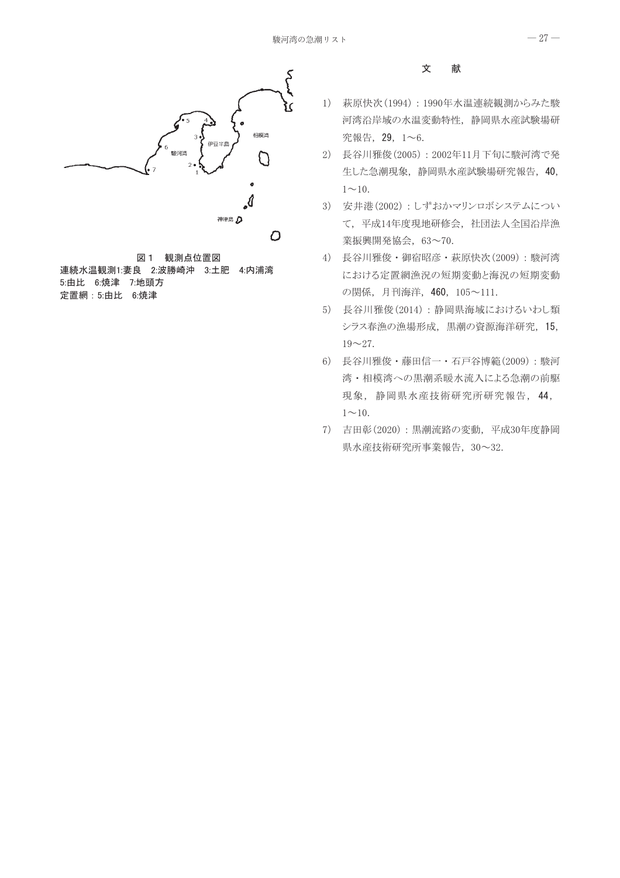図１　観測点位置図

連続水温観測1:妻良　2:波勝崎沖　3:土肥　4:内浦湾　5:由比　6:焼津　7:地頭方

定置網：5:由比　6:焼津

## 文　　献

1) 萩原快次(1994)：1990年水温連続観測からみた駿河湾沿岸域の水温変動特性，静岡県水産試験場研究報告，**29**，1〜6.
2) 長谷川雅俊(2005)：2002年11月下旬に駿河湾で発生した急潮現象，静岡県水産試験場研究報告，**40**，1〜10.
3) 安井港(2002)：しずおかマリンロボシステムについて，平成14年度現地研修会，社団法人全国沿岸漁業振興開発協会，63〜70.
4) 長谷川雅俊・御宿昭彦・萩原快次(2009)：駿河湾における定置網漁況の短期変動と海況の短期変動の関係，月刊海洋，**460**，105〜111.
5) 長谷川雅俊(2014)：静岡県海域におけるいわし類シラス春漁の漁場形成，黒潮の資源海洋研究，**15**，19〜27.
6) 長谷川雅俊・藤田信一・石戸谷博範(2009)：駿河湾・相模湾への黒潮系暖水流入による急潮の前駆現象，静岡県水産技術研究所研究報告，**44**，1〜10.
7) 吉田彰(2020)：黒潮流路の変動，平成30年度静岡県水産技術研究所事業報告，30〜32.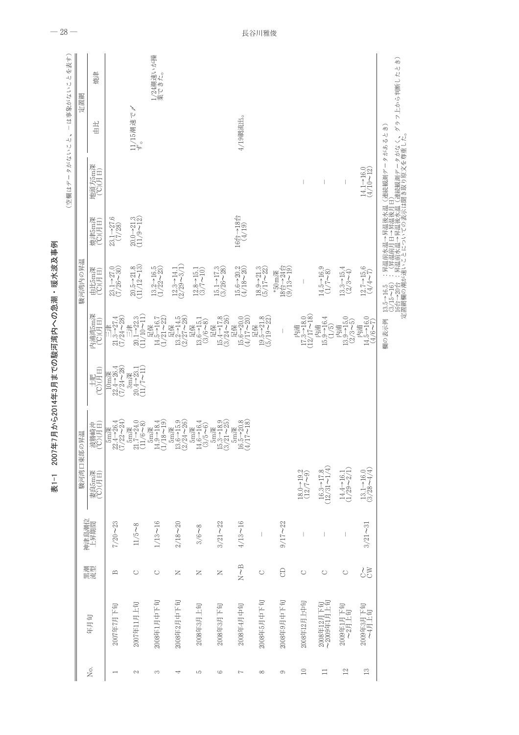**表1-1　2007年7月から2014年3月までの駿河湾内への急潮・暖水波及事例**

（空欄はデータがないこと、－は事象がないことを表す）

| No. | 年月旬 | 黒潮流型 | 神津島潮位上昇期間 | 駿河湾口東部の昇温 | | | 駿河湾内の昇温 | | | | 定置網 | |
|---|---|---|---|---|---|---|---|---|---|---|---|---|
| | | | | 妻良5m深(℃)(月日) | 波勝崎沖(℃)(月日) | 土肥(℃)(月日) | 内浦湾5m深(℃)(月日) | 由比5m深(℃)(月日) | 焼津5m深(℃)(月日) | 地頭方5m深(℃)(月日) | 由比 | 焼津 |
| 1 | 2007年7月下旬 | B | 7/20～23 | | 5m深 22.4→26.4 (7/22～24) | 10m深 22.4→26.4 (7/24～28) | 三津 21.3→27.4 (7/24～28) | 23.1→27.0 (7/26～30) | 23.1→27.6 (7/28) | | | |
| 2 | 2007年11月上旬 | C | 11/5～8 | | 5m深 21.7→24.0 (11/6～8) | 3m深 20.4→23.1 (11/7～11) | 三津 20.1→22.3 (11/10～11) | 20.5→21.8 (11/12～13) | 20.0→21.3 (11/9～12) | | 11/15潮速で〆ず。 | |
| 3 | 2008年1月中下旬 | C | 1/13～16 | | 5m深 14.9→18.4 (1/18～19) | | 足保 14.5→16.7 (1/21～22) | 13.2→16.5 (1/22～23) | | | | 1/24潮速いが操業できた。 |
| 4 | 2008年2月中下旬 | N | 2/18～20 | | 5m深 13.6→15.9 (2/24～26) | | 足保 13.2→14.5 (2/27～28) | 12.3→14.1 (2/29～3/1) | | | | |
| 5 | 2008年3月上旬 | N | 3/6～8 | | 5m深 14.6→16.4 (3/5～6) | | 足保 13.6→15.1 (3/6～8) | 12.8→15.1 (3/7～10) | | | | |
| 6 | 2008年3月下旬 | N | 3/21～22 | | 5m深 15.3→18.9 (3/21～25) | | 足保 15.4→17.8 (3/24～26) | 15.1→17.3 (3/26～28) | | | | |
| 7 | 2008年4月中旬 | N～B | 4/13～16 | | 5m深 16.5→20.8 (4/17～18) | | 足保 15.6→20.0 (4/17～20) | 15.6→20.2 (4/18～20) | 16台→18台 (4/19) | | 4/19網流出。 | |
| 8 | 2008年5月中下旬 | C | － | | | | 足保 19.5→21.8 (5/19～22) | 18.9→21.3 (5/17～22) | | | | |
| 9 | 2008年9月中下旬 | CD | 9/17～22 | | | | － | *50m深 18台→24台 (9/13～19) | | | | |
| 10 | 2008年12月上中旬 | C | － | 18.0→19.2 (12/7～9) | | | 内浦 17.3→18.0 (12/17～18) | － | | － | | |
| 11 | 2008年12月下旬～2009年1月上旬 | C | － | 16.3→17.8 (12/31～1/4) | | | 内浦 15.9→16.4 (1/5) | 14.5→16.9 (1/7～8) | | － | | |
| 12 | 2009年1月下旬～2月上旬 | C | － | 14.4→16.1 (1/29～2/1) | | | 内浦 13.9→15.0 (2/3～5) | 13.3→15.4 (2/3～4) | | － | | |
| 13 | 2009年3月下旬～4月上旬 | C～CW | 3/21～31 | 13.1→16.0 (3/28～4/4) | | | 内浦 14.5→16.0 (4/6～7) | 12.7→15.6 (4/4～7) | | 14.1→16.0 (4/10～12) | | |

欄の表示例　13.5→16.5 (3/15～16)：昇温前水温→昇温後水温（連続観測データがあるとき）（昇温前月日～昇温後月日）
16台→20台：昇温前水温→昇温後水温（連続観測データがなく、グラフ上から判断したとき）
定置網欄の潮が速いことについての表示は聞き取り原文を尊重した。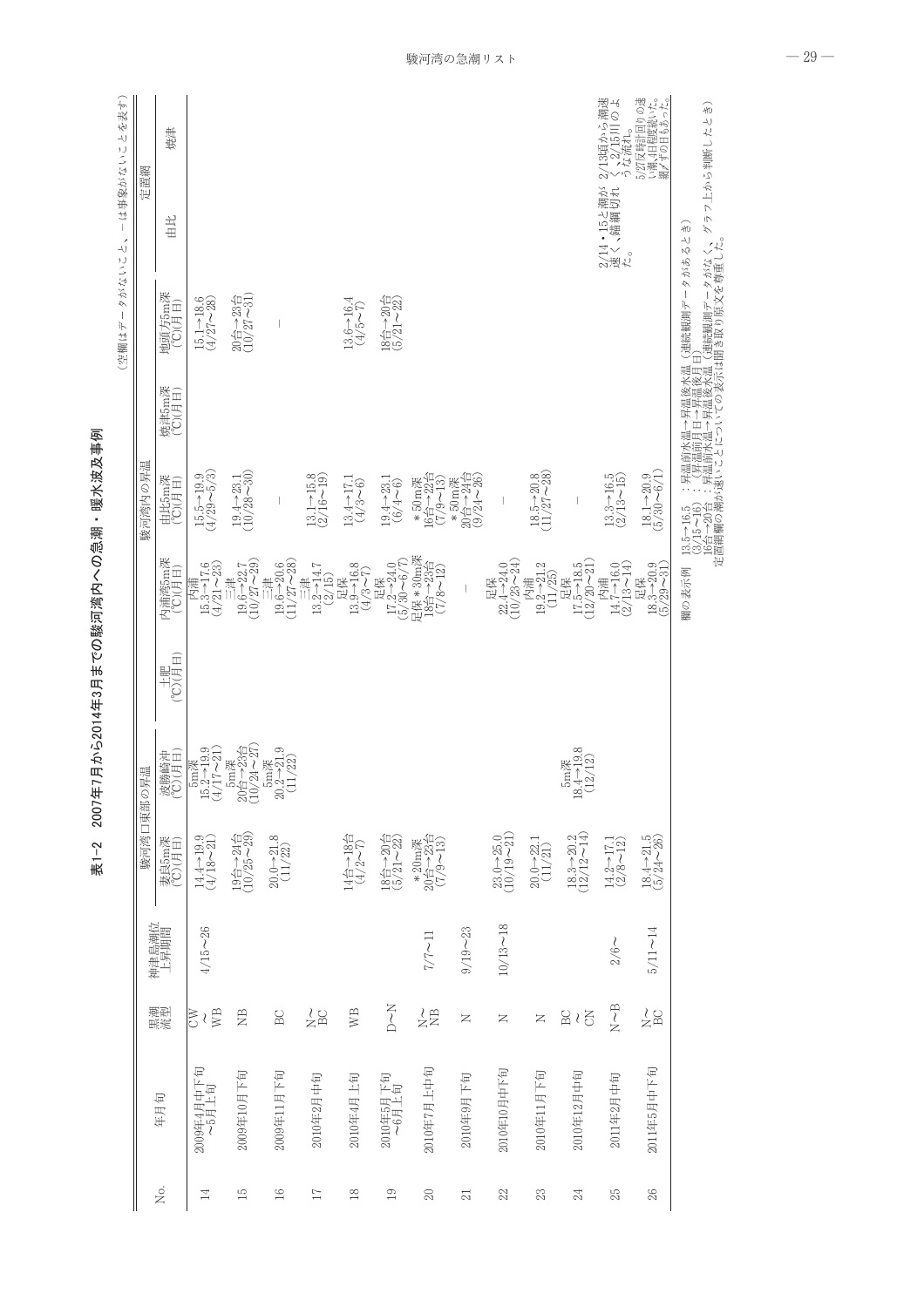# 表1-2　2007年7月から2014年3月までの駿河湾内への急潮・暖水波及事例

（空欄はデータがないこと、－は事象がないことを表す）

| No. | 年月旬 | 黒潮流型 | 神津島潮位上昇期間 | 駿河湾口東部の昇温 | | | 駿河湾内の昇温 | | | | 定置網 | |
|---|---|---|---|---|---|---|---|---|---|---|---|---|
| | | | | 妻良5m深(℃)(月日) | 波勝崎沖(℃)(月日) | 土肥(℃)(月日) | 内浦湾5m深(℃)(月日) | 由比5m深(℃)(月日) | 焼津5m深(℃)(月日) | 地頭方5m深(℃)(月日) | 由比 | 焼津 |
| 14 | 2009年4月中下旬～5月上旬 | CW～WB | 4/15～26 | 14.4→19.9 (4/18～21) | 5m深 15.2→19.9 (4/17～21) | | 内浦 15.3→17.6 (4/21～23) | 15.5→19.9 (4/29～5/3) | | 15.1→18.6 (4/27～28) | | |
| 15 | 2009年10月下旬 | NB | | 19台→24台 (10/25～29) | 5m深 20台→23台 (10/24～27) | | 三津 19.6→22.7 (10/27～29) | 19.4→23.1 (10/28～30) | | 20台→23台 (10/27～31) | | |
| 16 | 2009年11月下旬 | BC | | 20.0→21.8 (11/22) | 5m深 20.2→21.9 (11/22) | | 三津 19.6→20.6 (11/27～28) | － | | － | | |
| 17 | 2010年2月中旬 | N～BC | | | | | 三津 13.2→14.7 (2/15) | 13.1→15.8 (2/16～19) | | | | |
| 18 | 2010年4月上旬 | WB | | 14台→18台 (4/2～7) | | | 足保 13.9→16.8 (4/3～7) | 13.4→17.1 (4/3～6) | | 13.6→16.4 (4/5～7) | | |
| 19 | 2010年5月下旬～6月上旬 | D～N | | 18台→20台 (5/21～22) | | | 足保 17.2→24.0 (5/30～6/7) | 19.4→23.1 (6/4～6) | | 18台→20台 (5/21～22) | | |
| 20 | 2010年7月上中旬 | N～NB | 7/7～11 | ＊20m深 20台→23台 (7/9～13) | | | 足保＊30m深 18台→23台 (7/8～12) | ＊50m深 16台→22台 (7/9～13) | | | | |
| 21 | 2010年9月下旬 | N | 9/19～23 | | | | － | ＊50m深 20台→24台 (9/24～26) | | | | |
| 22 | 2010年10月中旬 | N | 10/13～18 | 23.0→25.0 (10/19～21) | | | 足保 22.4→24.0 (10/23～24) | － | | | | |
| 23 | 2010年11月下旬 | N | | 20.0→22.1 (11/21) | | | 内浦 19.2→21.2 (11/25) | 18.5→20.8 (11/27～28) | | | | |
| 24 | 2010年12月中旬 | BC～CN | | 18.3→20.2 (12/12～14) | 5m深 18.4→19.8 (12/12) | | 足保 17.5→18.5 (12/20～21) | － | | | | |
| 25 | 2011年2月中旬 | N～B | 2/6～ | 14.2→17.1 (2/8～12) | | | 内浦 14.7→16.0 (2/13～14) | 13.3→16.5 (2/13～15) | | | 2/14・15と潮が速く、錨綱切れた。 | 2/13頃から潮速く2/15川のような流れ。 |
| 26 | 2011年5月中下旬 | N～BC | 5/11～14 | 18.4→21.5 (5/24～26) | | | 足保 18.3→20.9 (5/29～31) | 18.1→20.9 (5/30～6/1) | | | | 5/27反時計回りの速い潮,4日程度続いた。網入れずの日もあった。 |

欄の表示例　13.5→16.5　：昇温前水温→昇温後水温（連続観測データがあるとき）
(3/15～16)　：昇温前月日～昇温後月日）
16台→20台：昇温前水温→昇温後水温（連続観測データがなく、グラフ上から判断したとき）
定置網欄の記述は聞き取り原文を尊重した。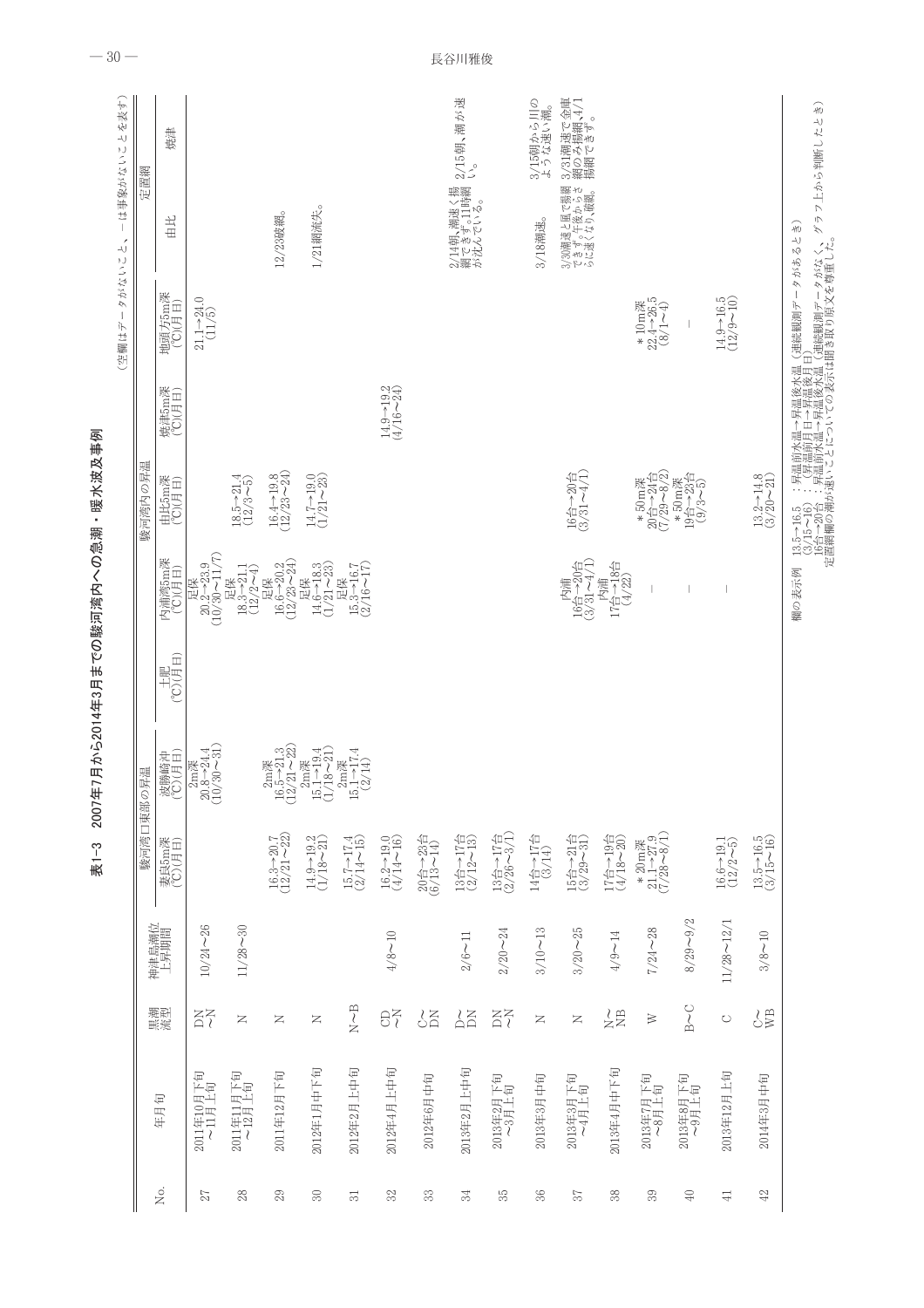**表1-3　2007年7月から2014年3月までの駿河湾内への急潮・暖水波及事例**

（空欄はデータがないこと、－は事象がないことを表す）

| No. | 年月旬 | 黒潮流型 | 神津島潮位上昇期間 | 駿河湾口東部の昇温 | | 駿河湾内の昇温 | | | | | 定置網 | |
|---|---|---|---|---|---|---|---|---|---|---|---|---|
| | | | | 妻良5m深(℃)(月日) | 波勝崎冲(℃)(月日) | 土肥(℃)(月日) | 内浦湾5m深(℃)(月日) | 由比5m深(℃)(月日) | 焼津5m深(℃)(月日) | 地頭方5m深(℃)(月日) | 由比 | 焼津 |
| 27 | 2011年10月下旬～11月上旬 | DN～N | 10/24～26 | | 2m深 20.8→24.4 (10/30～31) | | 足保 20.2→23.9 (10/30～11/7) | | | 21.1→24.0 (11/5) | | |
| 28 | 2011年11月下旬～12月上旬 | N | 11/28～30 | | | | 足保 18.3→21.1 (12/2～4) | 18.5→21.4 (12/3～5) | | | | |
| 29 | 2011年12月下旬 | N | | 16.3→20.7 (12/21～22) | 2m深 16.5→21.3 (12/21～22) | | 足保 16.6→20.2 (12/23～24) | 16.4→19.8 (12/23～24) | | | 12/23破網。 | |
| 30 | 2012年1月中下旬 | N | | 14.9→19.2 (1/18～21) | 2m深 15.1→19.4 (1/18～21) | | 足保 14.6→18.3 (1/21～23) | 14.7→19.0 (1/21～23) | | | 1/21網流失。 | |
| 31 | 2012年2月上中旬 | N～B | | 15.7→17.4 (2/14～15) | 2m深 15.1→17.4 (2/14) | | 足保 15.3→16.7 (2/16～17) | | | | | |
| 32 | 2012年4月上中旬 | CD～N | 4/8～10 | 16.2→19.0 (4/14～16) | | | | | 14.9→19.2 (4/16～24) | | | |
| 33 | 2012年6月中旬 | C～DN | | 20台→23台 (6/13～14) | | | | | | | | |
| 34 | 2013年2月上中旬 | D～DN | 2/6～11 | 13台→17台 (2/12～13) | | | | | | | 2/14朝、潮速く揚網できず。11時網が沈んでいる。 | 2/15朝、潮が速い。 |
| 35 | 2013年2月下旬～3月上旬 | DN～N | 2/20～24 | 13台→17台 (2/26～3/1) | | | | | | | | |
| 36 | 2013年3月中旬 | N | 3/10～13 | 14台→17台 (3/14) | | | | | | | 3/18潮速。 | 3/15朝から川のような速い潮。 |
| 37 | 2013年3月下旬～4月上旬 | N | 3/20～25 | 15台→21台 (3/29～31) | | | 内浦 16台→20台 (3/31～4/1) | 16台→20台 (3/31～4/1) | | | 3/30潮速と風で揚網できず。午後からさらに速くなり破網。 | 3/31潮速で金庫網のみ揚網、4/1揚網できず。 |
| 38 | 2013年4月中下旬 | N～NB | 4/9～14 | 17台→19台 (4/18～20) | | | 内浦 17台→18台 (4/22) | | | | | |
| 39 | 2013年7月下旬～8月上旬 | W | 7/24～28 | ＊20m深 21.1→27.9 (7/28～8/1) | | | － | ＊50m深 20台→24台 (7/29～8/2) | | ＊10m深 22.4→26.5 (8/1～4) | | |
| 40 | 2013年8月下旬～9月上旬 | B～C | 8/29～9/2 | | | | － | ＊50m深 19台→23台 (9/3～5) | | － | | |
| 41 | 2013年12月上旬 | C | 11/28～12/1 | 16.6→19.1 (12/2～5) | | | － | | | 14.9→16.5 (12/9～10) | | |
| 42 | 2014年3月中旬 | C～WB | 3/8～10 | 13.5→16.5 (3/15～16) | | | | 13.2→14.8 (3/20～21) | | | | |

欄の表示例　13.5→16.5　：昇温前水温→昇温後水温（連続観測データがあるとき）
　　　　　　(3/15～16)　：昇温前月日→昇温後月日
　　　　　　16台→20台　：昇温前水温→昇温後水温（連続観測データがなく、グラフ上から判断したとき）
定置網欄の潮が速いことについての表示は聞き取り原文を尊重した。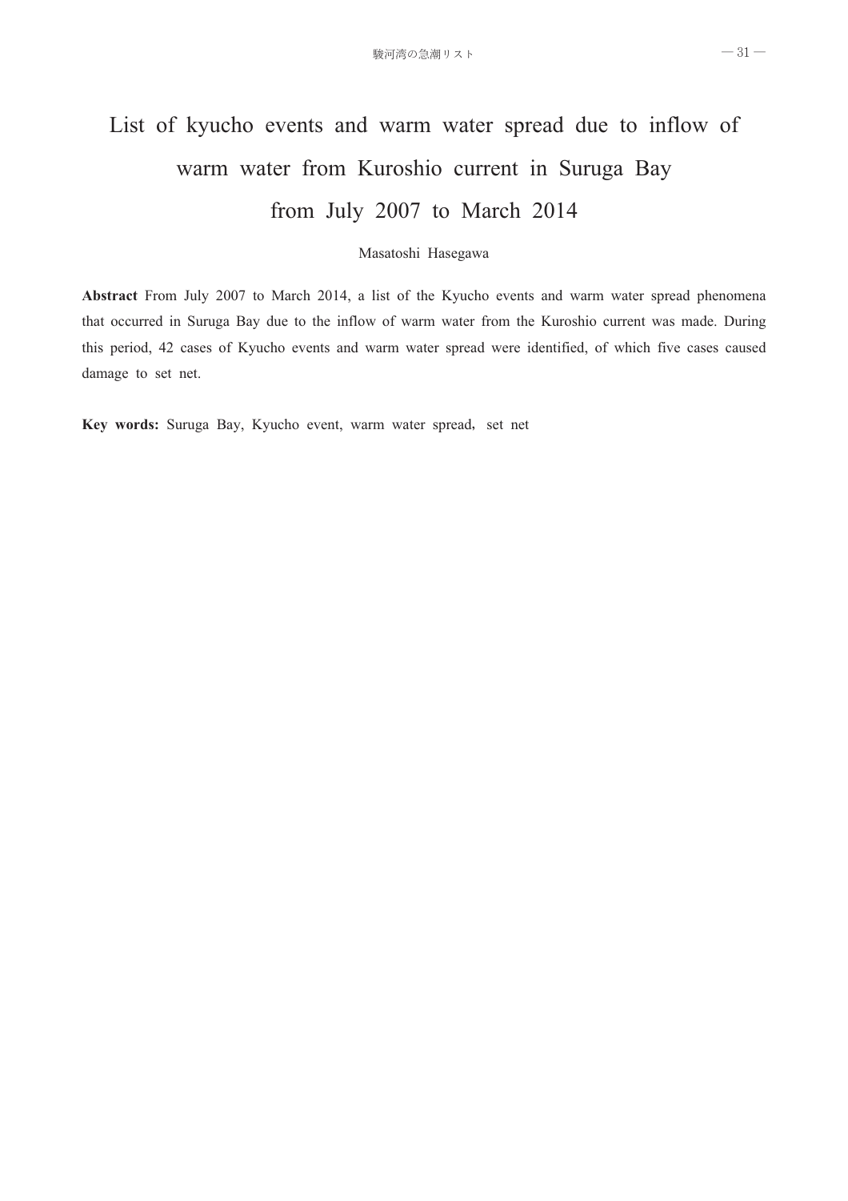# List of kyucho events and warm water spread due to inflow of warm water from Kuroshio current in Suruga Bay from July 2007 to March 2014

Masatoshi Hasegawa

**Abstract** From July 2007 to March 2014, a list of the Kyucho events and warm water spread phenomena that occurred in Suruga Bay due to the inflow of warm water from the Kuroshio current was made. During this period, 42 cases of Kyucho events and warm water spread were identified, of which five cases caused damage to set net.

**Key words:** Suruga Bay, Kyucho event, warm water spread, set net